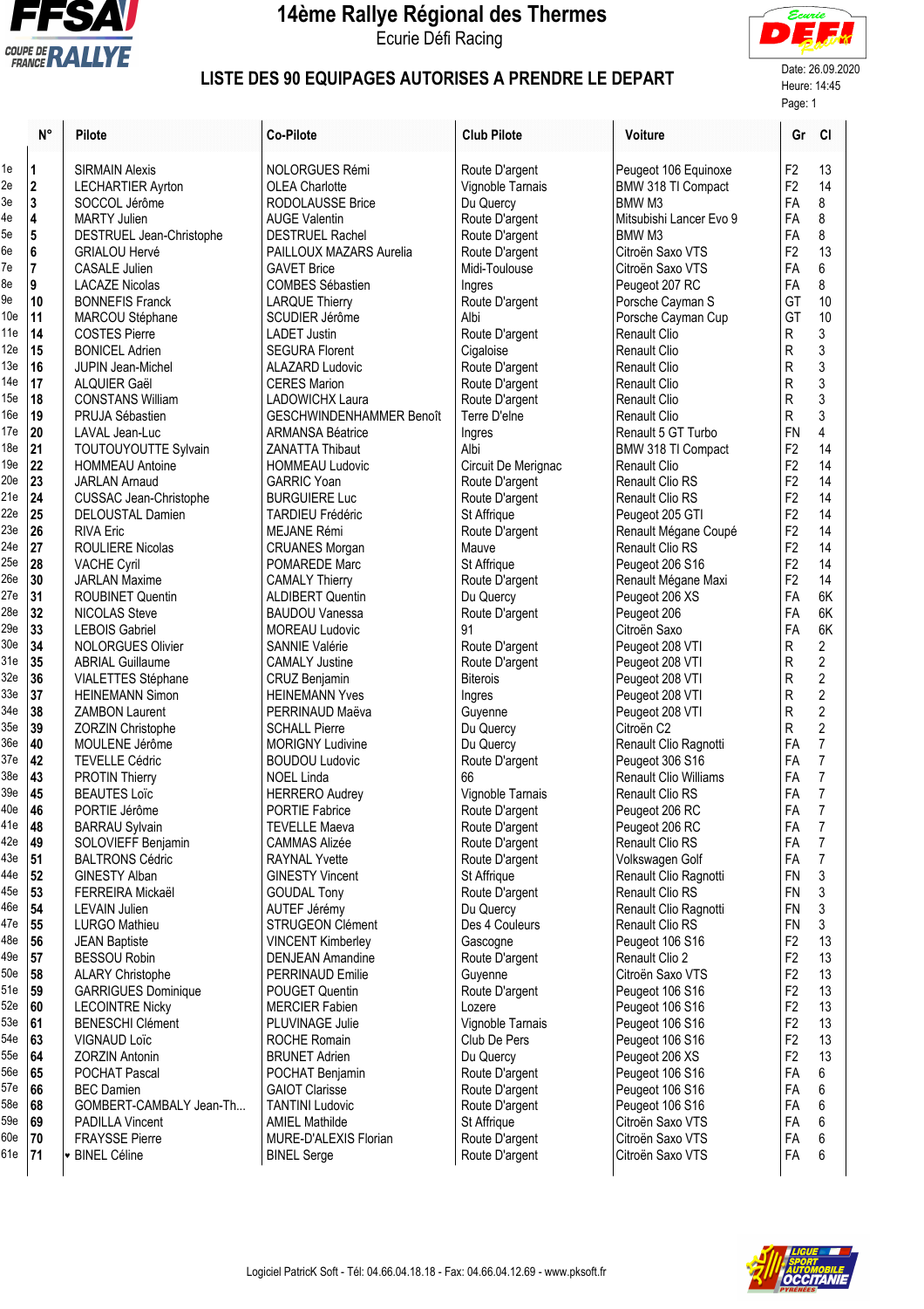# 14ème Rallye Régional des Thermes

Ecurie Défi Racing

## LISTE DES 90 EQUIPAGES AUTORISES A PRENDRE LE DEPART

Date: 26.09.2020
Heure: 14:45

| | N° | Pilote | Co-Pilote | Club Pilote | Voiture | Gr | Cl |
|---|---|---|---|---|---|---|---|
| 1e | 1 | SIRMAIN Alexis | NOLORGUES Rémi | Route D'argent | Peugeot 106 Equinoxe | F2 | 13 |
| 2e | 2 | LECHARTIER Ayrton | OLEA Charlotte | Vignoble Tarnais | BMW 318 TI Compact | F2 | 14 |
| 3e | 3 | SOCCOL Jérôme | RODOLAUSSE Brice | Du Quercy | BMW M3 | FA | 8 |
| 4e | 4 | MARTY Julien | AUGE Valentin | Route D'argent | Mitsubishi Lancer Evo 9 | FA | 8 |
| 5e | 5 | DESTRUEL Jean-Christophe | DESTRUEL Rachel | Route D'argent | BMW M3 | FA | 8 |
| 6e | 6 | GRIALOU Hervé | PAILLOUX MAZARS Aurelia | Route D'argent | Citroën Saxo VTS | F2 | 13 |
| 7e | 7 | CASALE Julien | GAVET Brice | Midi-Toulouse | Citroën Saxo VTS | FA | 6 |
| 8e | 9 | LACAZE Nicolas | COMBES Sébastien | Ingres | Peugeot 207 RC | FA | 8 |
| 9e | 10 | BONNEFIS Franck | LARQUE Thierry | Route D'argent | Porsche Cayman S | GT | 10 |
| 10e | 11 | MARCOU Stéphane | SCUDIER Jérôme | Albi | Porsche Cayman Cup | GT | 10 |
| 11e | 14 | COSTES Pierre | LADET Justin | Route D'argent | Renault Clio | R | 3 |
| 12e | 15 | BONICEL Adrien | SEGURA Florent | Cigaloise | Renault Clio | R | 3 |
| 13e | 16 | JUPIN Jean-Michel | ALAZARD Ludovic | Route D'argent | Renault Clio | R | 3 |
| 14e | 17 | ALQUIER Gaël | CERES Marion | Route D'argent | Renault Clio | R | 3 |
| 15e | 18 | CONSTANS William | LADOWICHX Laura | Route D'argent | Renault Clio | R | 3 |
| 16e | 19 | PRUJA Sébastien | GESCHWINDENHAMMER Benoît | Terre D'elne | Renault Clio | R | 3 |
| 17e | 20 | LAVAL Jean-Luc | ARMANSA Béatrice | Ingres | Renault 5 GT Turbo | FN | 4 |
| 18e | 21 | TOUTOUYOUTTE Sylvain | ZANATTA Thibaut | Albi | BMW 318 TI Compact | F2 | 14 |
| 19e | 22 | HOMMEAU Antoine | HOMMEAU Ludovic | Circuit De Merignac | Renault Clio | F2 | 14 |
| 20e | 23 | JARLAN Arnaud | GARRIC Yoan | Route D'argent | Renault Clio RS | F2 | 14 |
| 21e | 24 | CUSSAC Jean-Christophe | BURGUIERE Luc | Route D'argent | Renault Clio RS | F2 | 14 |
| 22e | 25 | DELOUSTAL Damien | TARDIEU Frédéric | St Affrique | Peugeot 205 GTI | F2 | 14 |
| 23e | 26 | RIVA Eric | MEJANE Rémi | Route D'argent | Renault Mégane Coupé | F2 | 14 |
| 24e | 27 | ROULIERE Nicolas | CRUANES Morgan | Mauve | Renault Clio RS | F2 | 14 |
| 25e | 28 | VACHE Cyril | POMAREDE Marc | St Affrique | Peugeot 206 S16 | F2 | 14 |
| 26e | 30 | JARLAN Maxime | CAMALY Thierry | Route D'argent | Renault Mégane Maxi | F2 | 14 |
| 27e | 31 | ROUBINET Quentin | ALDIBERT Quentin | Du Quercy | Peugeot 206 XS | FA | 6K |
| 28e | 32 | NICOLAS Steve | BAUDOU Vanessa | Route D'argent | Peugeot 206 | FA | 6K |
| 29e | 33 | LEBOIS Gabriel | MOREAU Ludovic | 91 | Citroën Saxo | FA | 6K |
| 30e | 34 | NOLORGUES Olivier | SANNIE Valérie | Route D'argent | Peugeot 208 VTI | R | 2 |
| 31e | 35 | ABRIAL Guillaume | CAMALY Justine | Route D'argent | Peugeot 208 VTI | R | 2 |
| 32e | 36 | VIALETTES Stéphane | CRUZ Benjamin | Biterois | Peugeot 208 VTI | R | 2 |
| 33e | 37 | HEINEMANN Simon | HEINEMANN Yves | Ingres | Peugeot 208 VTI | R | 2 |
| 34e | 38 | ZAMBON Laurent | PERRINAUD Maëva | Guyenne | Peugeot 208 VTI | R | 2 |
| 35e | 39 | ZORZIN Christophe | SCHALL Pierre | Du Quercy | Citroën C2 | R | 2 |
| 36e | 40 | MOULENE Jérôme | MORIGNY Ludivine | Du Quercy | Renault Clio Ragnotti | FA | 7 |
| 37e | 42 | TEVELLE Cédric | BOUDOU Ludovic | Route D'argent | Peugeot 306 S16 | FA | 7 |
| 38e | 43 | PROTIN Thierry | NOEL Linda | 66 | Renault Clio Williams | FA | 7 |
| 39e | 45 | BEAUTES Loïc | HERRERO Audrey | Vignoble Tarnais | Renault Clio RS | FA | 7 |
| 40e | 46 | PORTIE Jérôme | PORTIE Fabrice | Route D'argent | Peugeot 206 RC | FA | 7 |
| 41e | 48 | BARRAU Sylvain | TEVELLE Maeva | Route D'argent | Peugeot 206 RC | FA | 7 |
| 42e | 49 | SOLOVIEFF Benjamin | CAMMAS Alizée | Route D'argent | Renault Clio RS | FA | 7 |
| 43e | 51 | BALTRONS Cédric | RAYNAL Yvette | Route D'argent | Volkswagen Golf | FA | 7 |
| 44e | 52 | GINESTY Alban | GINESTY Vincent | St Affrique | Renault Clio Ragnotti | FN | 3 |
| 45e | 53 | FERREIRA Mickaël | GOUDAL Tony | Route D'argent | Renault Clio RS | FN | 3 |
| 46e | 54 | LEVAIN Julien | AUTEF Jérémy | Du Quercy | Renault Clio Ragnotti | FN | 3 |
| 47e | 55 | LURGO Mathieu | STRUGEON Clément | Des 4 Couleurs | Renault Clio RS | FN | 3 |
| 48e | 56 | JEAN Baptiste | VINCENT Kimberley | Gascogne | Peugeot 106 S16 | F2 | 13 |
| 49e | 57 | BESSOU Robin | DENJEAN Amandine | Route D'argent | Renault Clio 2 | F2 | 13 |
| 50e | 58 | ALARY Christophe | PERRINAUD Emilie | Guyenne | Citroën Saxo VTS | F2 | 13 |
| 51e | 59 | GARRIGUES Dominique | POUGET Quentin | Route D'argent | Peugeot 106 S16 | F2 | 13 |
| 52e | 60 | LECOINTRE Nicky | MERCIER Fabien | Lozere | Peugeot 106 S16 | F2 | 13 |
| 53e | 61 | BENESCHI Clément | PLUVINAGE Julie | Vignoble Tarnais | Peugeot 106 S16 | F2 | 13 |
| 54e | 63 | VIGNAUD Loïc | ROCHE Romain | Club De Pers | Peugeot 106 S16 | F2 | 13 |
| 55e | 64 | ZORZIN Antonin | BRUNET Adrien | Du Quercy | Peugeot 206 XS | F2 | 13 |
| 56e | 65 | POCHAT Pascal | POCHAT Benjamin | Route D'argent | Peugeot 106 S16 | FA | 6 |
| 57e | 66 | BEC Damien | GAIOT Clarisse | Route D'argent | Peugeot 106 S16 | FA | 6 |
| 58e | 68 | GOMBERT-CAMBALY Jean-Th... | TANTINI Ludovic | Route D'argent | Peugeot 106 S16 | FA | 6 |
| 59e | 69 | PADILLA Vincent | AMIEL Mathilde | St Affrique | Citroën Saxo VTS | FA | 6 |
| 60e | 70 | FRAYSSE Pierre | MURE-D'ALEXIS Florian | Route D'argent | Citroën Saxo VTS | FA | 6 |
| 61e | 71 | • BINEL Céline | BINEL Serge | Route D'argent | Citroën Saxo VTS | FA | 6 |

Logiciel PatricK Soft - Tél: 04.66.04.18.18 - Fax: 04.66.04.12.69 - www.pksoft.fr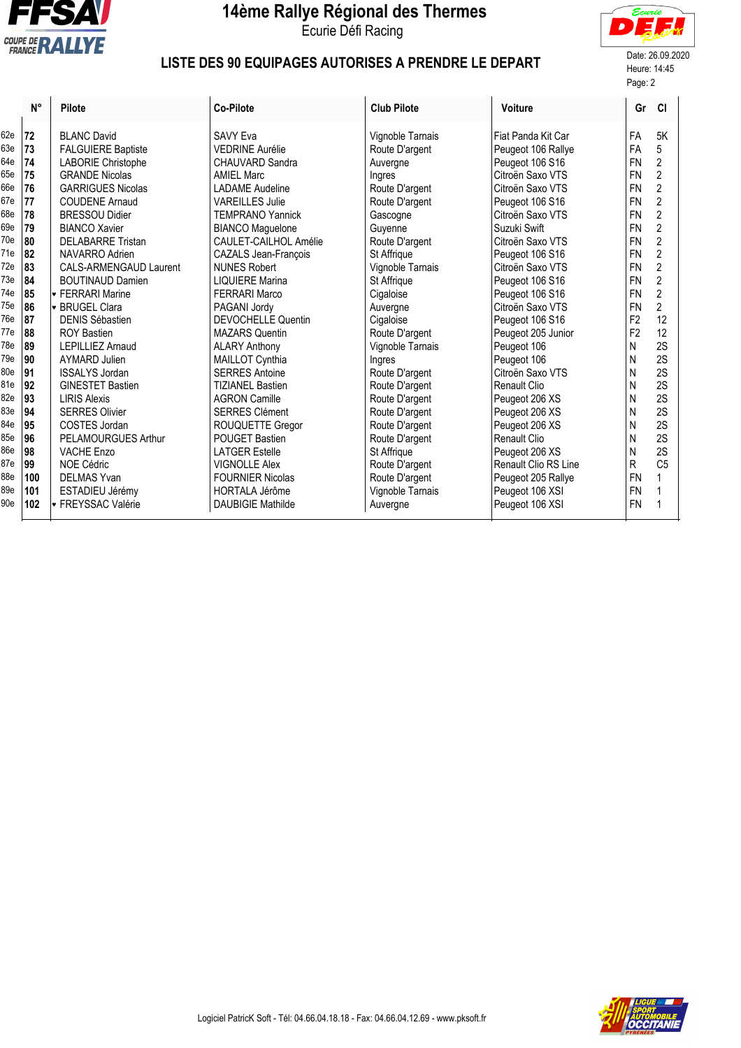# 14ème Rallye Régional des Thermes

Ecurie Défi Racing

## LISTE DES 90 EQUIPAGES AUTORISES A PRENDRE LE DEPART

Date: 26.09.2020
Heure: 14:45

| | N° | Pilote | Co-Pilote | Club Pilote | Voiture | Gr | Cl |
|---|---|---|---|---|---|---|---|
| 62e | 72 | BLANC David | SAVY Eva | Vignoble Tarnais | Fiat Panda Kit Car | FA | 5K |
| 63e | 73 | FALGUIERE Baptiste | VEDRINE Aurélie | Route D'argent | Peugeot 106 Rallye | FA | 5 |
| 64e | 74 | LABORIE Christophe | CHAUVARD Sandra | Auvergne | Peugeot 106 S16 | FN | 2 |
| 65e | 75 | GRANDE Nicolas | AMIEL Marc | Ingres | Citroën Saxo VTS | FN | 2 |
| 66e | 76 | GARRIGUES Nicolas | LADAME Audeline | Route D'argent | Citroën Saxo VTS | FN | 2 |
| 67e | 77 | COUDENE Arnaud | VAREILLES Julie | Route D'argent | Peugeot 106 S16 | FN | 2 |
| 68e | 78 | BRESSOU Didier | TEMPRANO Yannick | Gascogne | Citroën Saxo VTS | FN | 2 |
| 69e | 79 | BIANCO Xavier | BIANCO Maguelone | Guyenne | Suzuki Swift | FN | 2 |
| 70e | 80 | DELABARRE Tristan | CAULET-CAILHOL Amélie | Route D'argent | Citroën Saxo VTS | FN | 2 |
| 71e | 82 | NAVARRO Adrien | CAZALS Jean-François | St Affrique | Peugeot 106 S16 | FN | 2 |
| 72e | 83 | CALS-ARMENGAUD Laurent | NUNES Robert | Vignoble Tarnais | Citroën Saxo VTS | FN | 2 |
| 73e | 84 | BOUTINAUD Damien | LIQUIERE Marina | St Affrique | Peugeot 106 S16 | FN | 2 |
| 74e | 85 | ♥ FERRARI Marine | FERRARI Marco | Cigaloise | Peugeot 106 S16 | FN | 2 |
| 75e | 86 | ♥ BRUGEL Clara | PAGANI Jordy | Auvergne | Citroën Saxo VTS | FN | 2 |
| 76e | 87 | DENIS Sébastien | DEVOCHELLE Quentin | Cigaloise | Peugeot 106 S16 | F2 | 12 |
| 77e | 88 | ROY Bastien | MAZARS Quentin | Route D'argent | Peugeot 205 Junior | F2 | 12 |
| 78e | 89 | LEPILLIEZ Arnaud | ALARY Anthony | Vignoble Tarnais | Peugeot 106 | N | 2S |
| 79e | 90 | AYMARD Julien | MAILLOT Cynthia | Ingres | Peugeot 106 | N | 2S |
| 80e | 91 | ISSALYS Jordan | SERRES Antoine | Route D'argent | Citroën Saxo VTS | N | 2S |
| 81e | 92 | GINESTET Bastien | TIZIANEL Bastien | Route D'argent | Renault Clio | N | 2S |
| 82e | 93 | LIRIS Alexis | AGRON Camille | Route D'argent | Peugeot 206 XS | N | 2S |
| 83e | 94 | SERRES Olivier | SERRES Clément | Route D'argent | Peugeot 206 XS | N | 2S |
| 84e | 95 | COSTES Jordan | ROUQUETTE Gregor | Route D'argent | Peugeot 206 XS | N | 2S |
| 85e | 96 | PELAMOURGUES Arthur | POUGET Bastien | Route D'argent | Renault Clio | N | 2S |
| 86e | 98 | VACHE Enzo | LATGER Estelle | St Affrique | Peugeot 206 XS | N | 2S |
| 87e | 99 | NOE Cédric | VIGNOLLE Alex | Route D'argent | Renault Clio RS Line | R | C5 |
| 88e | 100 | DELMAS Yvan | FOURNIER Nicolas | Route D'argent | Peugeot 205 Rallye | FN | 1 |
| 89e | 101 | ESTADIEU Jérémy | HORTALA Jérôme | Vignoble Tarnais | Peugeot 106 XSI | FN | 1 |
| 90e | 102 | ♥ FREYSSAC Valérie | DAUBIGIE Mathilde | Auvergne | Peugeot 106 XSI | FN | 1 |

Logiciel PatricK Soft - Tél: 04.66.04.18.18 - Fax: 04.66.04.12.69 - www.pksoft.fr